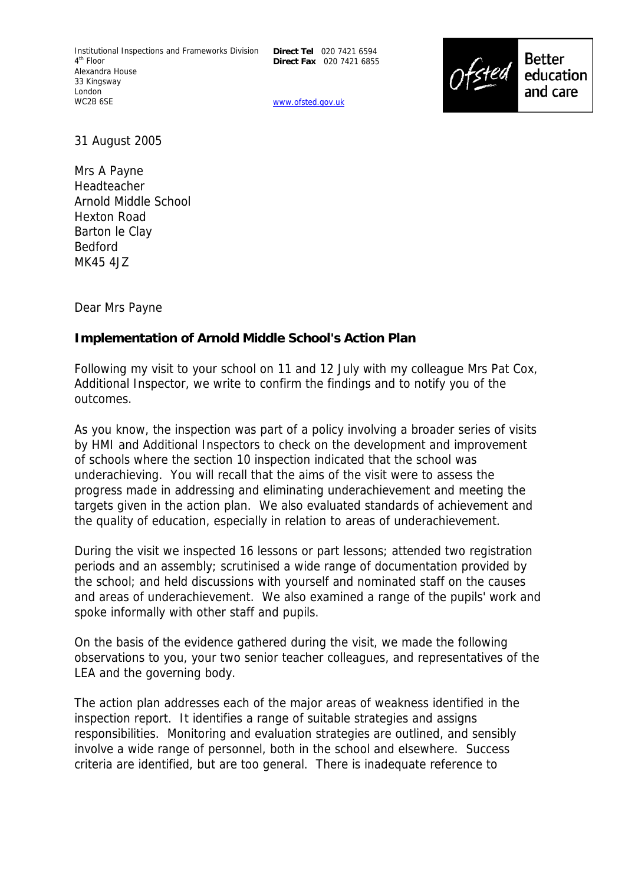Institutional Inspections and Frameworks Division
4th Floor
Alexandra House
33 Kingsway
London
WC2B 6SE

**Direct Tel** 020 7421 6594
**Direct Fax** 020 7421 6855

www.ofsted.gov.uk

Ofsted Better education and care

31 August 2005

Mrs A Payne
Headteacher
Arnold Middle School
Hexton Road
Barton le Clay
Bedford
MK45 4JZ

Dear Mrs Payne

**Implementation of Arnold Middle School's Action Plan**

Following my visit to your school on 11 and 12 July with my colleague Mrs Pat Cox, Additional Inspector, we write to confirm the findings and to notify you of the outcomes.

As you know, the inspection was part of a policy involving a broader series of visits by HMI and Additional Inspectors to check on the development and improvement of schools where the section 10 inspection indicated that the school was underachieving. You will recall that the aims of the visit were to assess the progress made in addressing and eliminating underachievement and meeting the targets given in the action plan. We also evaluated standards of achievement and the quality of education, especially in relation to areas of underachievement.

During the visit we inspected 16 lessons or part lessons; attended two registration periods and an assembly; scrutinised a wide range of documentation provided by the school; and held discussions with yourself and nominated staff on the causes and areas of underachievement. We also examined a range of the pupils' work and spoke informally with other staff and pupils.

On the basis of the evidence gathered during the visit, we made the following observations to you, your two senior teacher colleagues, and representatives of the LEA and the governing body.

The action plan addresses each of the major areas of weakness identified in the inspection report. It identifies a range of suitable strategies and assigns responsibilities. Monitoring and evaluation strategies are outlined, and sensibly involve a wide range of personnel, both in the school and elsewhere. Success criteria are identified, but are too general. There is inadequate reference to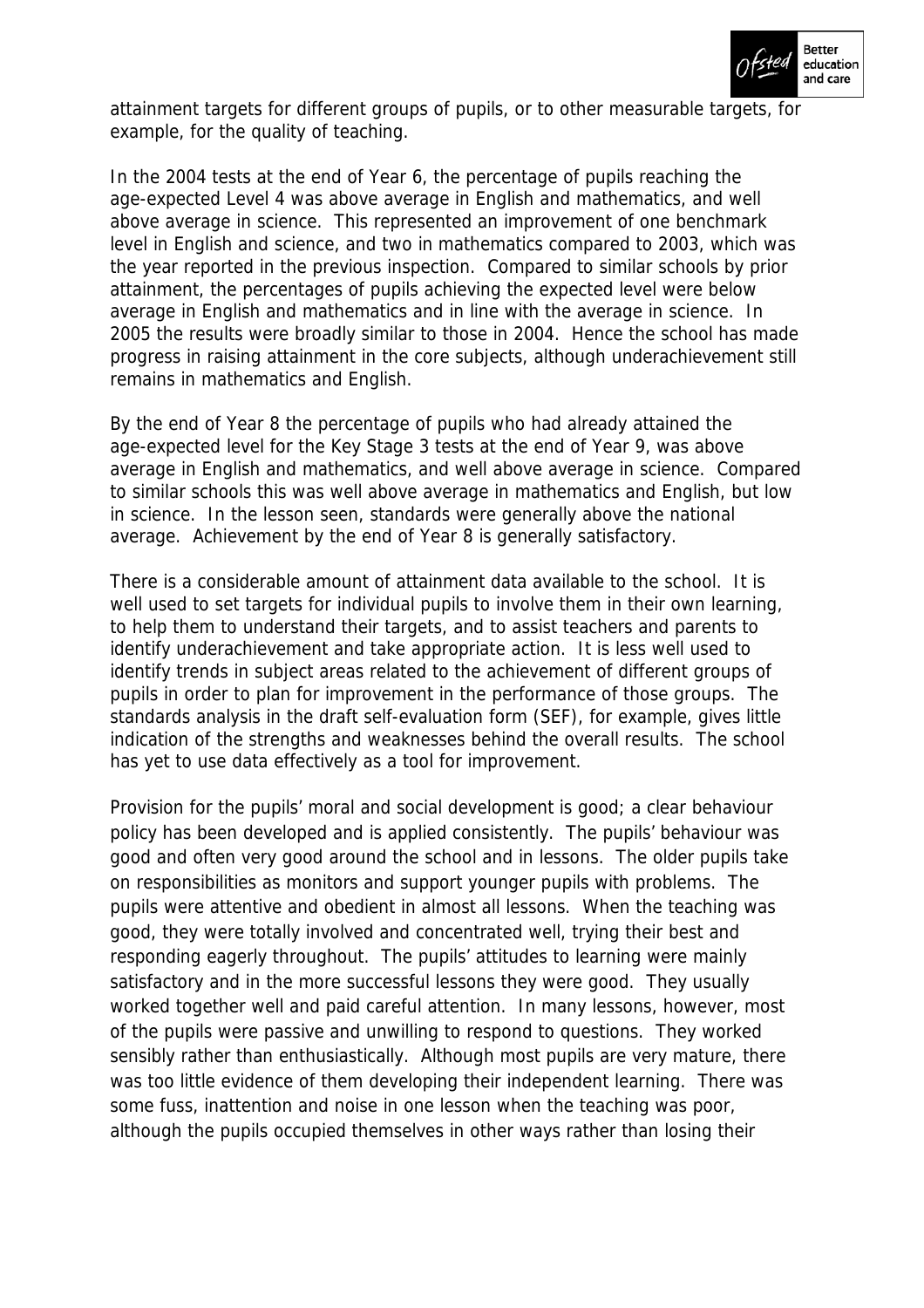attainment targets for different groups of pupils, or to other measurable targets, for example, for the quality of teaching.

In the 2004 tests at the end of Year 6, the percentage of pupils reaching the age-expected Level 4 was above average in English and mathematics, and well above average in science. This represented an improvement of one benchmark level in English and science, and two in mathematics compared to 2003, which was the year reported in the previous inspection. Compared to similar schools by prior attainment, the percentages of pupils achieving the expected level were below average in English and mathematics and in line with the average in science. In 2005 the results were broadly similar to those in 2004. Hence the school has made progress in raising attainment in the core subjects, although underachievement still remains in mathematics and English.

By the end of Year 8 the percentage of pupils who had already attained the age-expected level for the Key Stage 3 tests at the end of Year 9, was above average in English and mathematics, and well above average in science. Compared to similar schools this was well above average in mathematics and English, but low in science. In the lesson seen, standards were generally above the national average. Achievement by the end of Year 8 is generally satisfactory.

There is a considerable amount of attainment data available to the school. It is well used to set targets for individual pupils to involve them in their own learning, to help them to understand their targets, and to assist teachers and parents to identify underachievement and take appropriate action. It is less well used to identify trends in subject areas related to the achievement of different groups of pupils in order to plan for improvement in the performance of those groups. The standards analysis in the draft self-evaluation form (SEF), for example, gives little indication of the strengths and weaknesses behind the overall results. The school has yet to use data effectively as a tool for improvement.

Provision for the pupils' moral and social development is good; a clear behaviour policy has been developed and is applied consistently. The pupils' behaviour was good and often very good around the school and in lessons. The older pupils take on responsibilities as monitors and support younger pupils with problems. The pupils were attentive and obedient in almost all lessons. When the teaching was good, they were totally involved and concentrated well, trying their best and responding eagerly throughout. The pupils' attitudes to learning were mainly satisfactory and in the more successful lessons they were good. They usually worked together well and paid careful attention. In many lessons, however, most of the pupils were passive and unwilling to respond to questions. They worked sensibly rather than enthusiastically. Although most pupils are very mature, there was too little evidence of them developing their independent learning. There was some fuss, inattention and noise in one lesson when the teaching was poor, although the pupils occupied themselves in other ways rather than losing their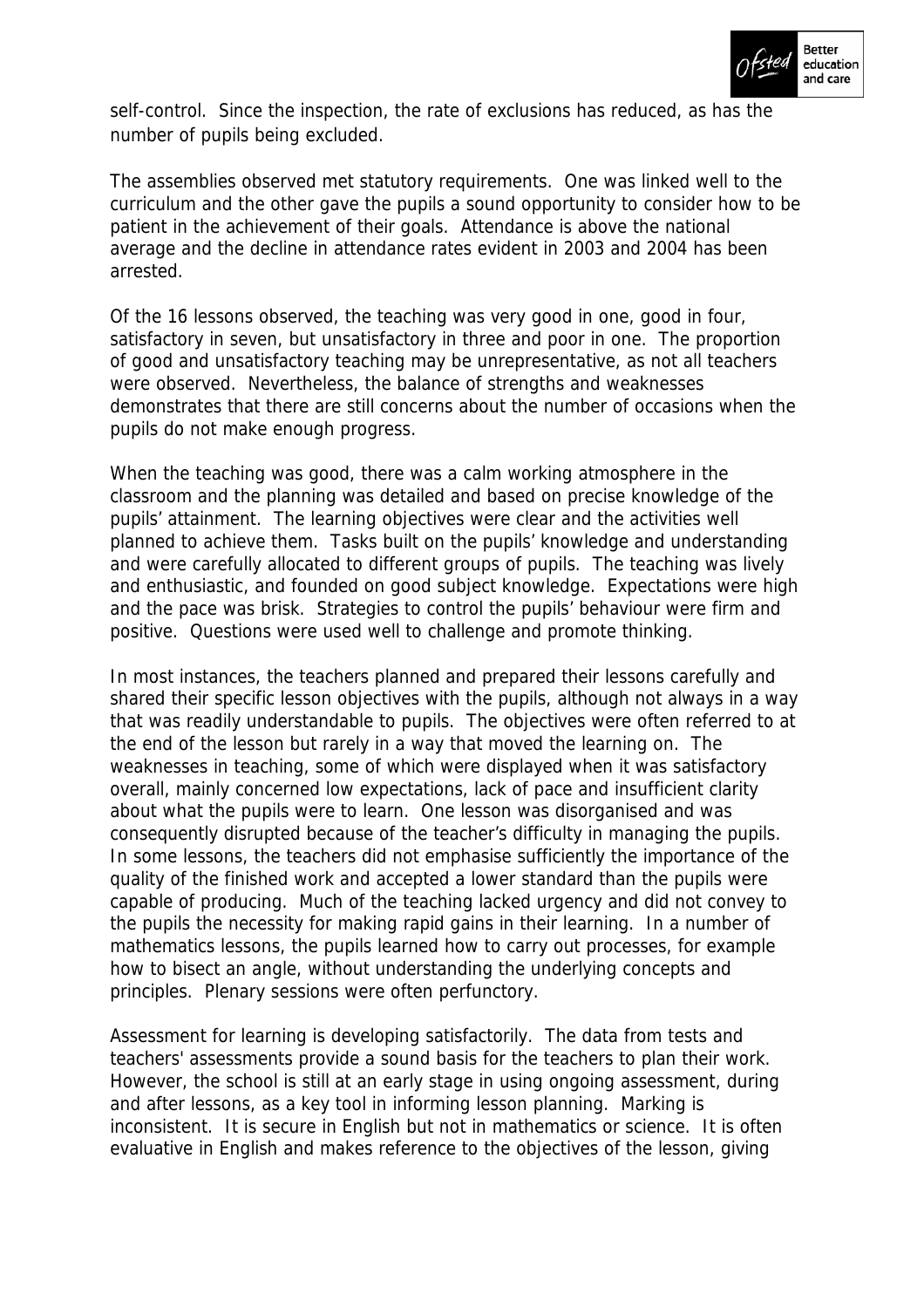self-control. Since the inspection, the rate of exclusions has reduced, as has the number of pupils being excluded.

The assemblies observed met statutory requirements. One was linked well to the curriculum and the other gave the pupils a sound opportunity to consider how to be patient in the achievement of their goals. Attendance is above the national average and the decline in attendance rates evident in 2003 and 2004 has been arrested.

Of the 16 lessons observed, the teaching was very good in one, good in four, satisfactory in seven, but unsatisfactory in three and poor in one. The proportion of good and unsatisfactory teaching may be unrepresentative, as not all teachers were observed. Nevertheless, the balance of strengths and weaknesses demonstrates that there are still concerns about the number of occasions when the pupils do not make enough progress.

When the teaching was good, there was a calm working atmosphere in the classroom and the planning was detailed and based on precise knowledge of the pupils' attainment. The learning objectives were clear and the activities well planned to achieve them. Tasks built on the pupils' knowledge and understanding and were carefully allocated to different groups of pupils. The teaching was lively and enthusiastic, and founded on good subject knowledge. Expectations were high and the pace was brisk. Strategies to control the pupils' behaviour were firm and positive. Questions were used well to challenge and promote thinking.

In most instances, the teachers planned and prepared their lessons carefully and shared their specific lesson objectives with the pupils, although not always in a way that was readily understandable to pupils. The objectives were often referred to at the end of the lesson but rarely in a way that moved the learning on. The weaknesses in teaching, some of which were displayed when it was satisfactory overall, mainly concerned low expectations, lack of pace and insufficient clarity about what the pupils were to learn. One lesson was disorganised and was consequently disrupted because of the teacher's difficulty in managing the pupils. In some lessons, the teachers did not emphasise sufficiently the importance of the quality of the finished work and accepted a lower standard than the pupils were capable of producing. Much of the teaching lacked urgency and did not convey to the pupils the necessity for making rapid gains in their learning. In a number of mathematics lessons, the pupils learned how to carry out processes, for example how to bisect an angle, without understanding the underlying concepts and principles. Plenary sessions were often perfunctory.

Assessment for learning is developing satisfactorily. The data from tests and teachers' assessments provide a sound basis for the teachers to plan their work. However, the school is still at an early stage in using ongoing assessment, during and after lessons, as a key tool in informing lesson planning. Marking is inconsistent. It is secure in English but not in mathematics or science. It is often evaluative in English and makes reference to the objectives of the lesson, giving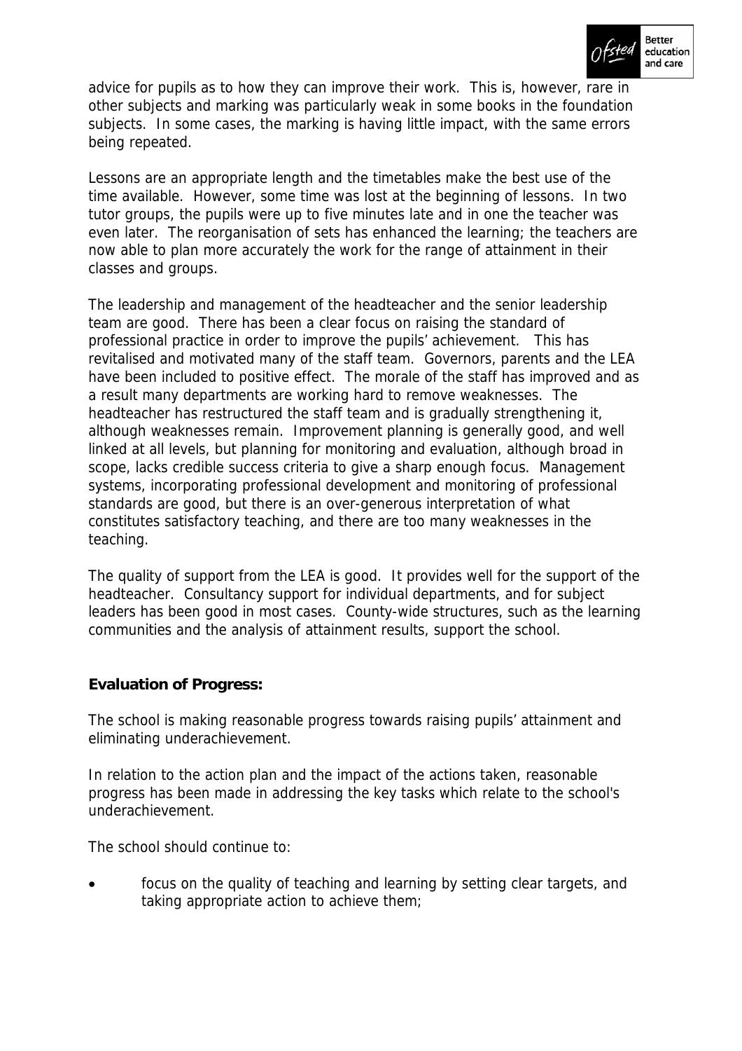advice for pupils as to how they can improve their work. This is, however, rare in other subjects and marking was particularly weak in some books in the foundation subjects. In some cases, the marking is having little impact, with the same errors being repeated.

Lessons are an appropriate length and the timetables make the best use of the time available. However, some time was lost at the beginning of lessons. In two tutor groups, the pupils were up to five minutes late and in one the teacher was even later. The reorganisation of sets has enhanced the learning; the teachers are now able to plan more accurately the work for the range of attainment in their classes and groups.

The leadership and management of the headteacher and the senior leadership team are good. There has been a clear focus on raising the standard of professional practice in order to improve the pupils' achievement. This has revitalised and motivated many of the staff team. Governors, parents and the LEA have been included to positive effect. The morale of the staff has improved and as a result many departments are working hard to remove weaknesses. The headteacher has restructured the staff team and is gradually strengthening it, although weaknesses remain. Improvement planning is generally good, and well linked at all levels, but planning for monitoring and evaluation, although broad in scope, lacks credible success criteria to give a sharp enough focus. Management systems, incorporating professional development and monitoring of professional standards are good, but there is an over-generous interpretation of what constitutes satisfactory teaching, and there are too many weaknesses in the teaching.

The quality of support from the LEA is good. It provides well for the support of the headteacher. Consultancy support for individual departments, and for subject leaders has been good in most cases. County-wide structures, such as the learning communities and the analysis of attainment results, support the school.

**Evaluation of Progress:**

The school is making reasonable progress towards raising pupils' attainment and eliminating underachievement.

In relation to the action plan and the impact of the actions taken, reasonable progress has been made in addressing the key tasks which relate to the school's underachievement.

The school should continue to:

- focus on the quality of teaching and learning by setting clear targets, and taking appropriate action to achieve them;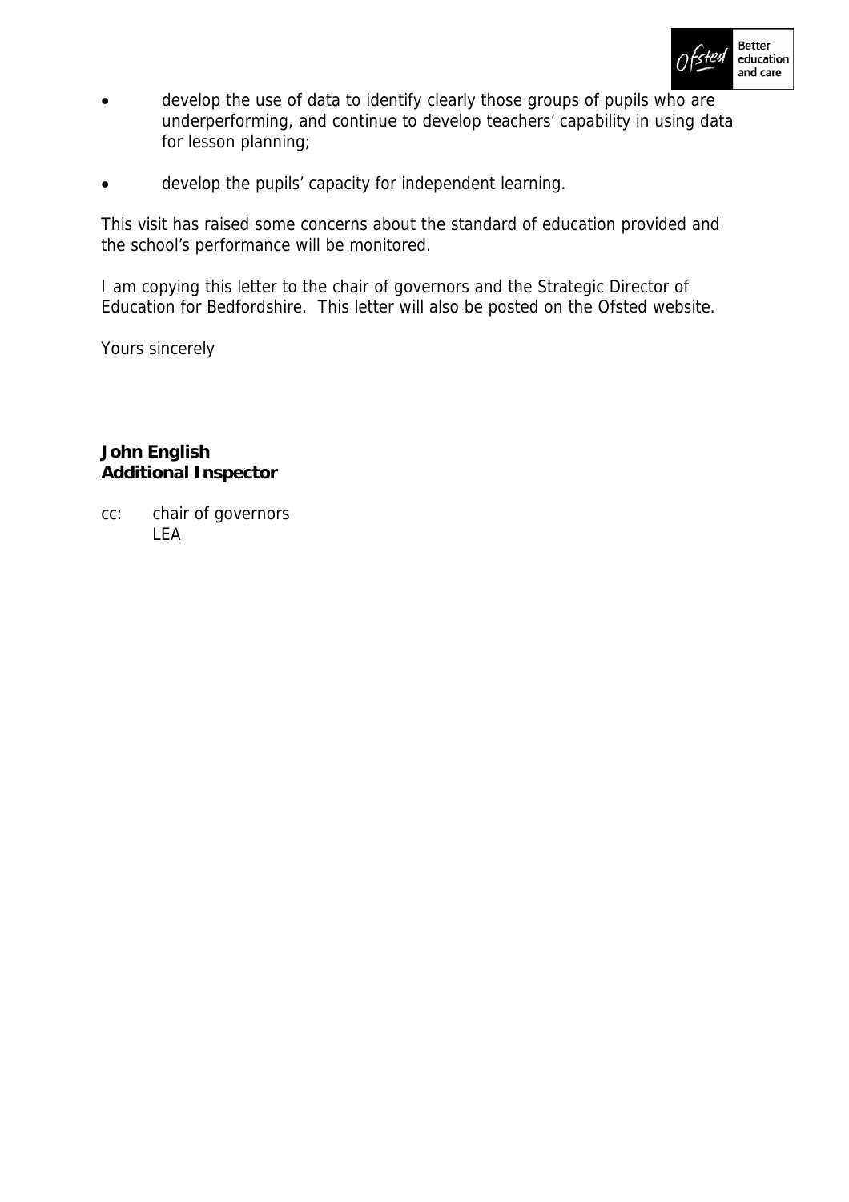- develop the use of data to identify clearly those groups of pupils who are underperforming, and continue to develop teachers' capability in using data for lesson planning;

- develop the pupils' capacity for independent learning.

This visit has raised some concerns about the standard of education provided and the school's performance will be monitored.

I am copying this letter to the chair of governors and the Strategic Director of Education for Bedfordshire. This letter will also be posted on the Ofsted website.

Yours sincerely

**John English**
**Additional Inspector**

cc: chair of governors
LEA